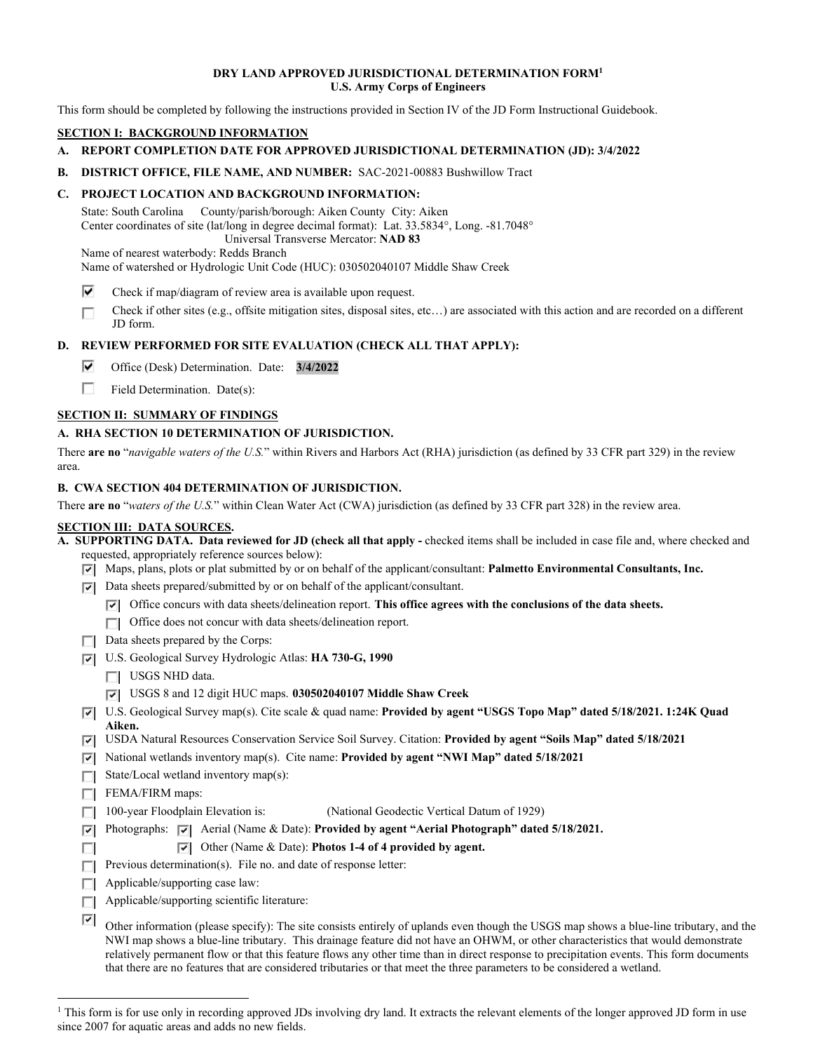**DRY LAND APPROVED JURISDICTIONAL DETERMINATION FORM[1]**
**U.S. Army Corps of Engineers**

This form should be completed by following the instructions provided in Section IV of the JD Form Instructional Guidebook.

## SECTION I: BACKGROUND INFORMATION

**A. REPORT COMPLETION DATE FOR APPROVED JURISDICTIONAL DETERMINATION (JD): 3/4/2022**

**B. DISTRICT OFFICE, FILE NAME, AND NUMBER:** SAC-2021-00883 Bushwillow Tract

**C. PROJECT LOCATION AND BACKGROUND INFORMATION:**

State: South Carolina County/parish/borough: Aiken County City: Aiken
Center coordinates of site (lat/long in degree decimal format): Lat. 33.5834°, Long. -81.7048°
Universal Transverse Mercator: **NAD 83**
Name of nearest waterbody: Redds Branch
Name of watershed or Hydrologic Unit Code (HUC): 030502040107 Middle Shaw Creek

- ☑ Check if map/diagram of review area is available upon request.
- ☐ Check if other sites (e.g., offsite mitigation sites, disposal sites, etc…) are associated with this action and are recorded on a different JD form.

**D. REVIEW PERFORMED FOR SITE EVALUATION (CHECK ALL THAT APPLY):**

- ☑ Office (Desk) Determination. Date: **3/4/2022**
- ☐ Field Determination. Date(s):

## SECTION II: SUMMARY OF FINDINGS

**A. RHA SECTION 10 DETERMINATION OF JURISDICTION.**

There **are no** "*navigable waters of the U.S.*" within Rivers and Harbors Act (RHA) jurisdiction (as defined by 33 CFR part 329) in the review area.

**B. CWA SECTION 404 DETERMINATION OF JURISDICTION.**

There **are no** "*waters of the U.S.*" within Clean Water Act (CWA) jurisdiction (as defined by 33 CFR part 328) in the review area.

## SECTION III: DATA SOURCES.

**A. SUPPORTING DATA. Data reviewed for JD (check all that apply -** checked items shall be included in case file and, where checked and requested, appropriately reference sources below):

- ☑ Maps, plans, plots or plat submitted by or on behalf of the applicant/consultant: **Palmetto Environmental Consultants, Inc.**
- ☑ Data sheets prepared/submitted by or on behalf of the applicant/consultant.
  - ☑ Office concurs with data sheets/delineation report. **This office agrees with the conclusions of the data sheets.**
  - ☐ Office does not concur with data sheets/delineation report.
- ☐ Data sheets prepared by the Corps:
- ☑ U.S. Geological Survey Hydrologic Atlas: **HA 730-G, 1990**
  - ☐ USGS NHD data.
  - ☑ USGS 8 and 12 digit HUC maps. **030502040107 Middle Shaw Creek**
- ☑ U.S. Geological Survey map(s). Cite scale & quad name: **Provided by agent "USGS Topo Map" dated 5/18/2021. 1:24K Quad Aiken.**
- ☑ USDA Natural Resources Conservation Service Soil Survey. Citation: **Provided by agent "Soils Map" dated 5/18/2021**
- ☑ National wetlands inventory map(s). Cite name: **Provided by agent "NWI Map" dated 5/18/2021**
- ☐ State/Local wetland inventory map(s):
- ☐ FEMA/FIRM maps:
- ☐ 100-year Floodplain Elevation is: (National Geodectic Vertical Datum of 1929)
- ☑ Photographs: ☑ Aerial (Name & Date): **Provided by agent "Aerial Photograph" dated 5/18/2021.**
- ☐ ☑ Other (Name & Date): **Photos 1-4 of 4 provided by agent.**
- ☐ Previous determination(s). File no. and date of response letter:
- ☐ Applicable/supporting case law:
- ☐ Applicable/supporting scientific literature:
- ☑ Other information (please specify): The site consists entirely of uplands even though the USGS map shows a blue-line tributary, and the NWI map shows a blue-line tributary. This drainage feature did not have an OHWM, or other characteristics that would demonstrate relatively permanent flow or that this feature flows any other time than in direct response to precipitation events. This form documents that there are no features that are considered tributaries or that meet the three parameters to be considered a wetland.

---

[1] This form is for use only in recording approved JDs involving dry land. It extracts the relevant elements of the longer approved JD form in use since 2007 for aquatic areas and adds no new fields.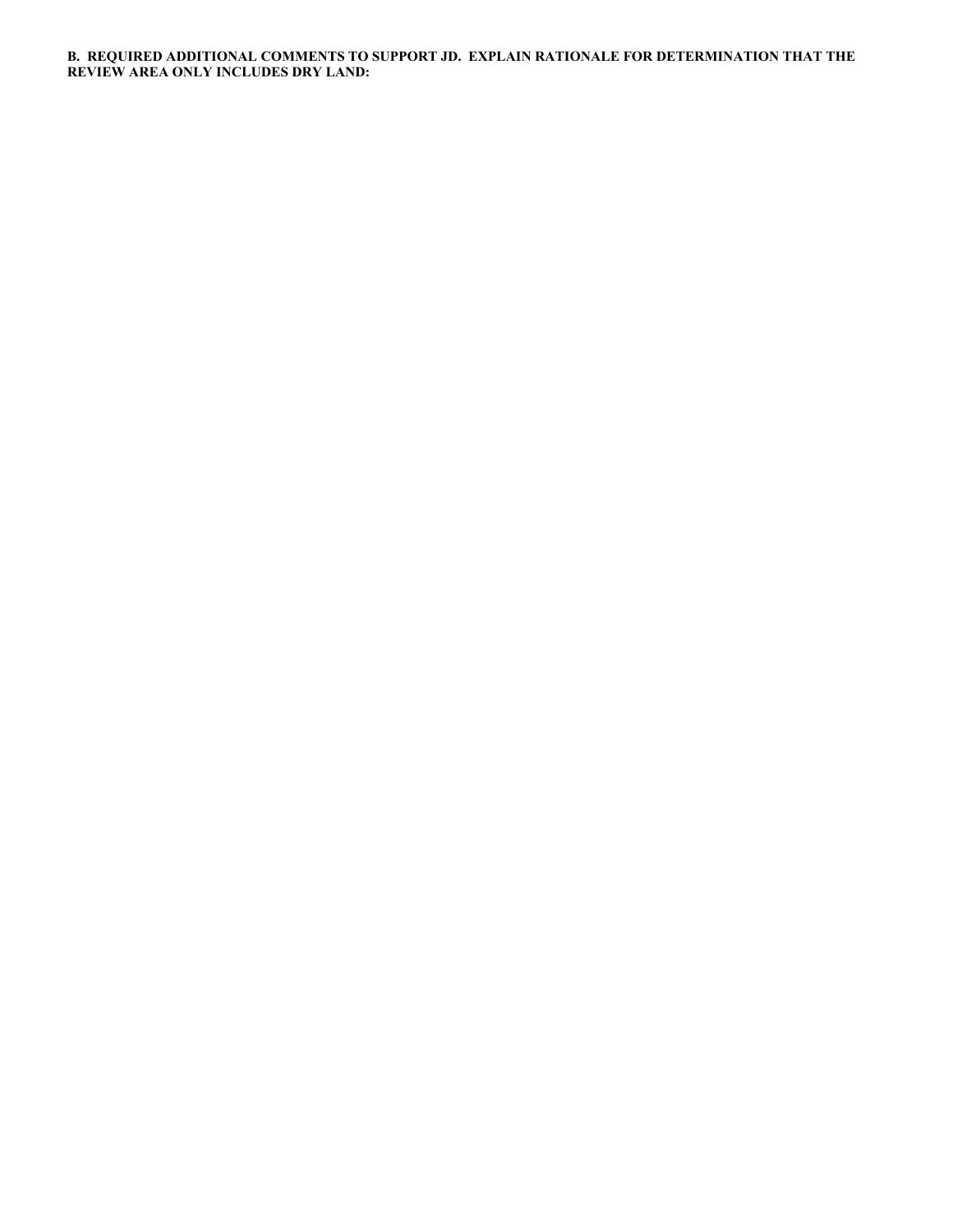**B. REQUIRED ADDITIONAL COMMENTS TO SUPPORT JD. EXPLAIN RATIONALE FOR DETERMINATION THAT THE REVIEW AREA ONLY INCLUDES DRY LAND:**